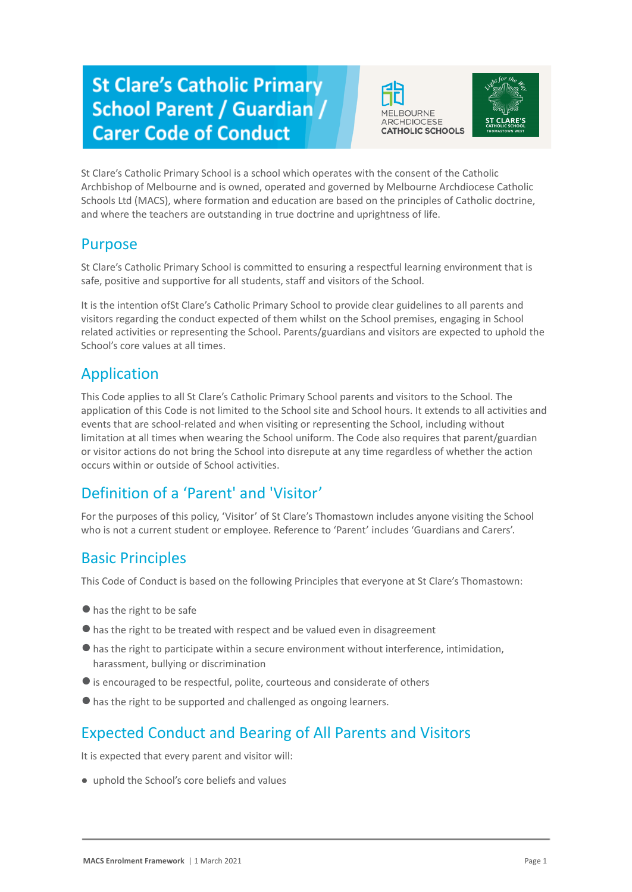# St Clare's Catholic Primary School Parent / Guardian / Carer Code of Conduct

St Clare's Catholic Primary School is a school which operates with the consent of the Catholic Archbishop of Melbourne and is owned, operated and governed by Melbourne Archdiocese Catholic Schools Ltd (MACS), where formation and education are based on the principles of Catholic doctrine, and where the teachers are outstanding in true doctrine and uprightness of life.

## Purpose

St Clare's Catholic Primary School is committed to ensuring a respectful learning environment that is safe, positive and supportive for all students, staff and visitors of the School.

It is the intention ofSt Clare's Catholic Primary School to provide clear guidelines to all parents and visitors regarding the conduct expected of them whilst on the School premises, engaging in School related activities or representing the School. Parents/guardians and visitors are expected to uphold the School's core values at all times.

## Application

This Code applies to all St Clare's Catholic Primary School parents and visitors to the School. The application of this Code is not limited to the School site and School hours. It extends to all activities and events that are school-related and when visiting or representing the School, including without limitation at all times when wearing the School uniform. The Code also requires that parent/guardian or visitor actions do not bring the School into disrepute at any time regardless of whether the action occurs within or outside of School activities.

## Definition of a 'Parent' and 'Visitor'

For the purposes of this policy, 'Visitor' of St Clare's Thomastown includes anyone visiting the School who is not a current student or employee. Reference to 'Parent' includes 'Guardians and Carers'.

## Basic Principles

This Code of Conduct is based on the following Principles that everyone at St Clare's Thomastown:

- has the right to be safe
- has the right to be treated with respect and be valued even in disagreement
- has the right to participate within a secure environment without interference, intimidation, harassment, bullying or discrimination
- is encouraged to be respectful, polite, courteous and considerate of others
- has the right to be supported and challenged as ongoing learners.

## Expected Conduct and Bearing of All Parents and Visitors

It is expected that every parent and visitor will:

- uphold the School's core beliefs and values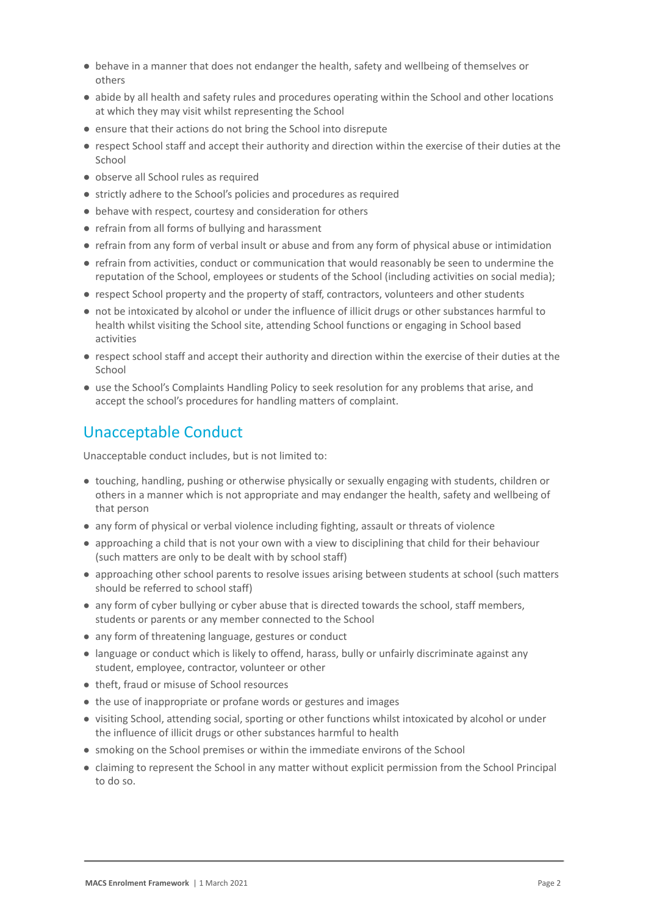- behave in a manner that does not endanger the health, safety and wellbeing of themselves or others
- abide by all health and safety rules and procedures operating within the School and other locations at which they may visit whilst representing the School
- ensure that their actions do not bring the School into disrepute
- respect School staff and accept their authority and direction within the exercise of their duties at the School
- observe all School rules as required
- strictly adhere to the School's policies and procedures as required
- behave with respect, courtesy and consideration for others
- refrain from all forms of bullying and harassment
- refrain from any form of verbal insult or abuse and from any form of physical abuse or intimidation
- refrain from activities, conduct or communication that would reasonably be seen to undermine the reputation of the School, employees or students of the School (including activities on social media);
- respect School property and the property of staff, contractors, volunteers and other students
- not be intoxicated by alcohol or under the influence of illicit drugs or other substances harmful to health whilst visiting the School site, attending School functions or engaging in School based activities
- respect school staff and accept their authority and direction within the exercise of their duties at the School
- use the School's Complaints Handling Policy to seek resolution for any problems that arise, and accept the school's procedures for handling matters of complaint.

## Unacceptable Conduct

Unacceptable conduct includes, but is not limited to:

- touching, handling, pushing or otherwise physically or sexually engaging with students, children or others in a manner which is not appropriate and may endanger the health, safety and wellbeing of that person
- any form of physical or verbal violence including fighting, assault or threats of violence
- approaching a child that is not your own with a view to disciplining that child for their behaviour (such matters are only to be dealt with by school staff)
- approaching other school parents to resolve issues arising between students at school (such matters should be referred to school staff)
- any form of cyber bullying or cyber abuse that is directed towards the school, staff members, students or parents or any member connected to the School
- any form of threatening language, gestures or conduct
- language or conduct which is likely to offend, harass, bully or unfairly discriminate against any student, employee, contractor, volunteer or other
- theft, fraud or misuse of School resources
- the use of inappropriate or profane words or gestures and images
- visiting School, attending social, sporting or other functions whilst intoxicated by alcohol or under the influence of illicit drugs or other substances harmful to health
- smoking on the School premises or within the immediate environs of the School
- claiming to represent the School in any matter without explicit permission from the School Principal to do so.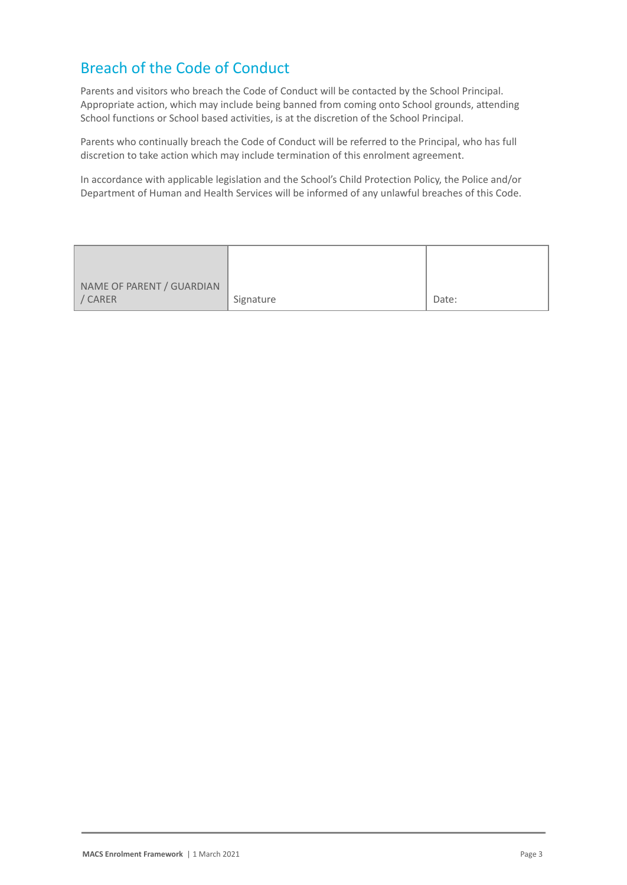## Breach of the Code of Conduct

Parents and visitors who breach the Code of Conduct will be contacted by the School Principal. Appropriate action, which may include being banned from coming onto School grounds, attending School functions or School based activities, is at the discretion of the School Principal.

Parents who continually breach the Code of Conduct will be referred to the Principal, who has full discretion to take action which may include termination of this enrolment agreement.

In accordance with applicable legislation and the School's Child Protection Policy, the Police and/or Department of Human and Health Services will be informed of any unlawful breaches of this Code.

| | | |
|---|---|---|
| NAME OF PARENT / GUARDIAN / CARER | Signature | Date: |